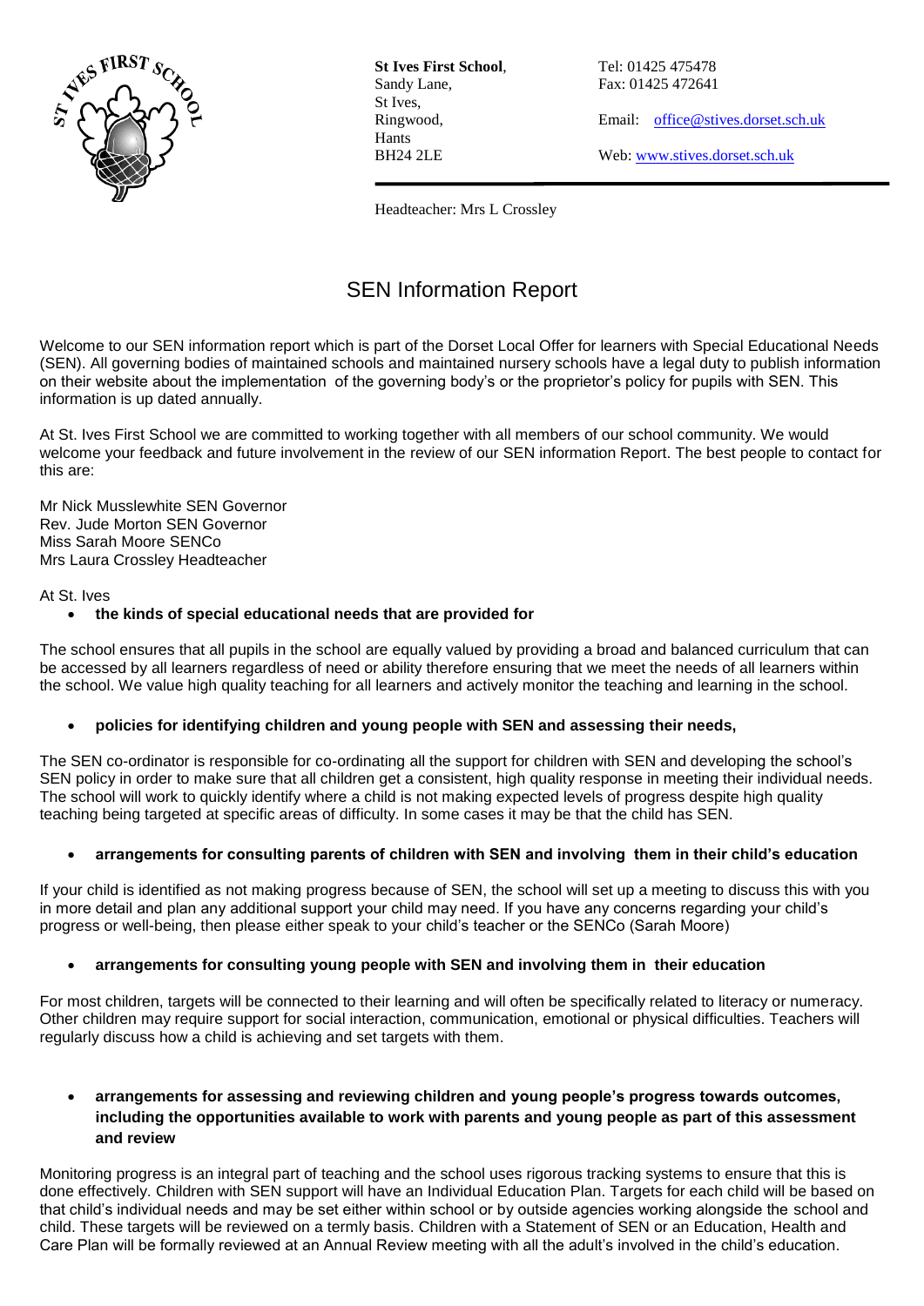**St Ives First School**,
Sandy Lane,
St Ives,
Ringwood,
Hants
BH24 2LE

Tel: 01425 475478
Fax: 01425 472641

Email: office@stives.dorset.sch.uk

Web: www.stives.dorset.sch.uk

Headteacher: Mrs L Crossley

# SEN Information Report

Welcome to our SEN information report which is part of the Dorset Local Offer for learners with Special Educational Needs (SEN). All governing bodies of maintained schools and maintained nursery schools have a legal duty to publish information on their website about the implementation of the governing body's or the proprietor's policy for pupils with SEN. This information is up dated annually.

At St. Ives First School we are committed to working together with all members of our school community. We would welcome your feedback and future involvement in the review of our SEN information Report. The best people to contact for this are:

Mr Nick Musslewhite SEN Governor
Rev. Jude Morton SEN Governor
Miss Sarah Moore SENCo
Mrs Laura Crossley Headteacher

At St. Ives

- **the kinds of special educational needs that are provided for**

The school ensures that all pupils in the school are equally valued by providing a broad and balanced curriculum that can be accessed by all learners regardless of need or ability therefore ensuring that we meet the needs of all learners within the school. We value high quality teaching for all learners and actively monitor the teaching and learning in the school.

- **policies for identifying children and young people with SEN and assessing their needs,**

The SEN co-ordinator is responsible for co-ordinating all the support for children with SEN and developing the school's SEN policy in order to make sure that all children get a consistent, high quality response in meeting their individual needs. The school will work to quickly identify where a child is not making expected levels of progress despite high quality teaching being targeted at specific areas of difficulty. In some cases it may be that the child has SEN.

- **arrangements for consulting parents of children with SEN and involving them in their child's education**

If your child is identified as not making progress because of SEN, the school will set up a meeting to discuss this with you in more detail and plan any additional support your child may need. If you have any concerns regarding your child's progress or well-being, then please either speak to your child's teacher or the SENCo (Sarah Moore)

- **arrangements for consulting young people with SEN and involving them in their education**

For most children, targets will be connected to their learning and will often be specifically related to literacy or numeracy. Other children may require support for social interaction, communication, emotional or physical difficulties. Teachers will regularly discuss how a child is achieving and set targets with them.

- **arrangements for assessing and reviewing children and young people's progress towards outcomes, including the opportunities available to work with parents and young people as part of this assessment and review**

Monitoring progress is an integral part of teaching and the school uses rigorous tracking systems to ensure that this is done effectively. Children with SEN support will have an Individual Education Plan. Targets for each child will be based on that child's individual needs and may be set either within school or by outside agencies working alongside the school and child. These targets will be reviewed on a termly basis. Children with a Statement of SEN or an Education, Health and Care Plan will be formally reviewed at an Annual Review meeting with all the adult's involved in the child's education.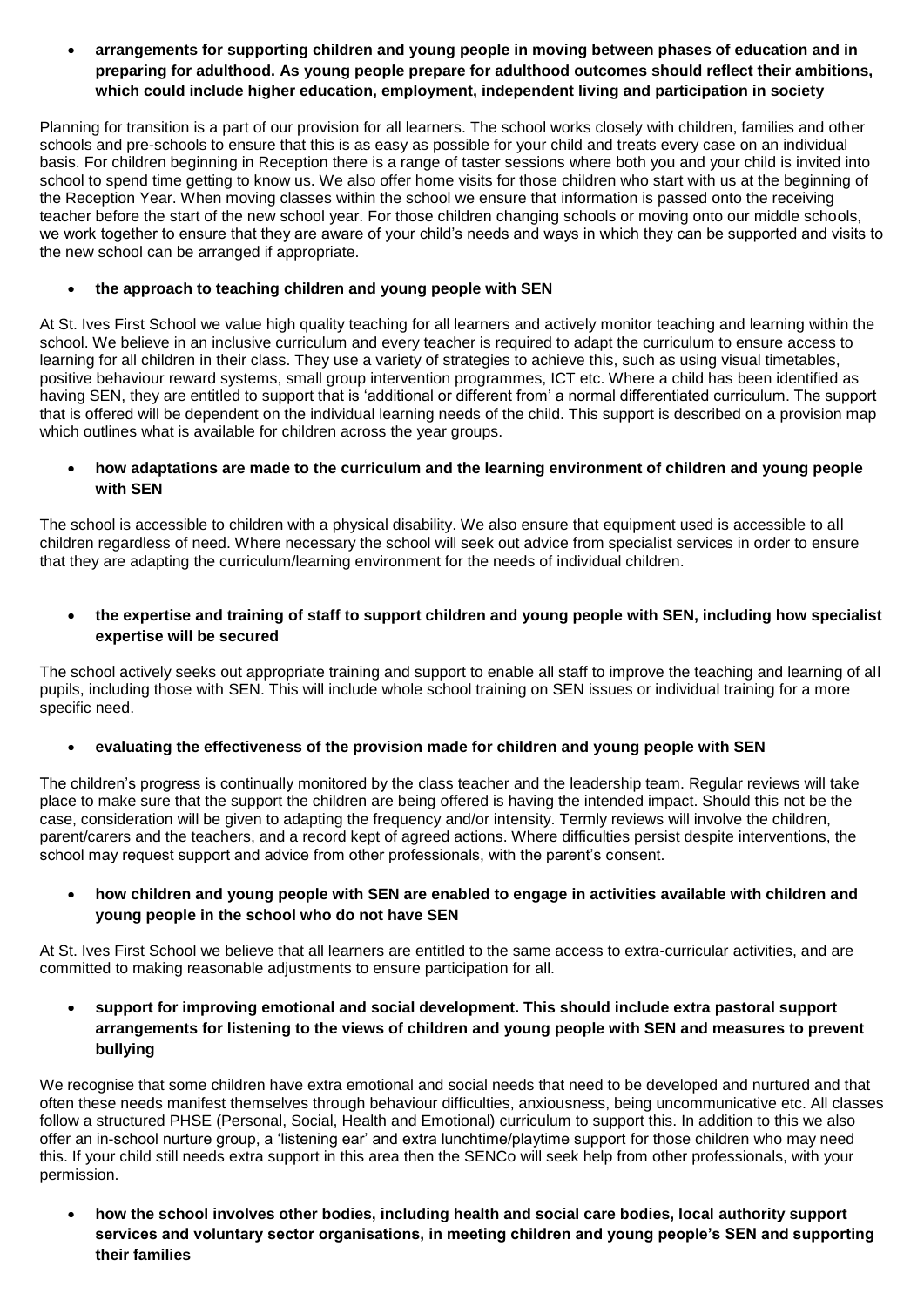- **arrangements for supporting children and young people in moving between phases of education and in preparing for adulthood. As young people prepare for adulthood outcomes should reflect their ambitions, which could include higher education, employment, independent living and participation in society**

Planning for transition is a part of our provision for all learners. The school works closely with children, families and other schools and pre-schools to ensure that this is as easy as possible for your child and treats every case on an individual basis. For children beginning in Reception there is a range of taster sessions where both you and your child is invited into school to spend time getting to know us. We also offer home visits for those children who start with us at the beginning of the Reception Year. When moving classes within the school we ensure that information is passed onto the receiving teacher before the start of the new school year. For those children changing schools or moving onto our middle schools, we work together to ensure that they are aware of your child's needs and ways in which they can be supported and visits to the new school can be arranged if appropriate.

- **the approach to teaching children and young people with SEN**

At St. Ives First School we value high quality teaching for all learners and actively monitor teaching and learning within the school. We believe in an inclusive curriculum and every teacher is required to adapt the curriculum to ensure access to learning for all children in their class. They use a variety of strategies to achieve this, such as using visual timetables, positive behaviour reward systems, small group intervention programmes, ICT etc. Where a child has been identified as having SEN, they are entitled to support that is 'additional or different from' a normal differentiated curriculum. The support that is offered will be dependent on the individual learning needs of the child. This support is described on a provision map which outlines what is available for children across the year groups.

- **how adaptations are made to the curriculum and the learning environment of children and young people with SEN**

The school is accessible to children with a physical disability. We also ensure that equipment used is accessible to all children regardless of need. Where necessary the school will seek out advice from specialist services in order to ensure that they are adapting the curriculum/learning environment for the needs of individual children.

- **the expertise and training of staff to support children and young people with SEN, including how specialist expertise will be secured**

The school actively seeks out appropriate training and support to enable all staff to improve the teaching and learning of all pupils, including those with SEN. This will include whole school training on SEN issues or individual training for a more specific need.

- **evaluating the effectiveness of the provision made for children and young people with SEN**

The children's progress is continually monitored by the class teacher and the leadership team. Regular reviews will take place to make sure that the support the children are being offered is having the intended impact. Should this not be the case, consideration will be given to adapting the frequency and/or intensity. Termly reviews will involve the children, parent/carers and the teachers, and a record kept of agreed actions. Where difficulties persist despite interventions, the school may request support and advice from other professionals, with the parent's consent.

- **how children and young people with SEN are enabled to engage in activities available with children and young people in the school who do not have SEN**

At St. Ives First School we believe that all learners are entitled to the same access to extra-curricular activities, and are committed to making reasonable adjustments to ensure participation for all.

- **support for improving emotional and social development. This should include extra pastoral support arrangements for listening to the views of children and young people with SEN and measures to prevent bullying**

We recognise that some children have extra emotional and social needs that need to be developed and nurtured and that often these needs manifest themselves through behaviour difficulties, anxiousness, being uncommunicative etc. All classes follow a structured PHSE (Personal, Social, Health and Emotional) curriculum to support this. In addition to this we also offer an in-school nurture group, a 'listening ear' and extra lunchtime/playtime support for those children who may need this. If your child still needs extra support in this area then the SENCo will seek help from other professionals, with your permission.

- **how the school involves other bodies, including health and social care bodies, local authority support services and voluntary sector organisations, in meeting children and young people's SEN and supporting their families**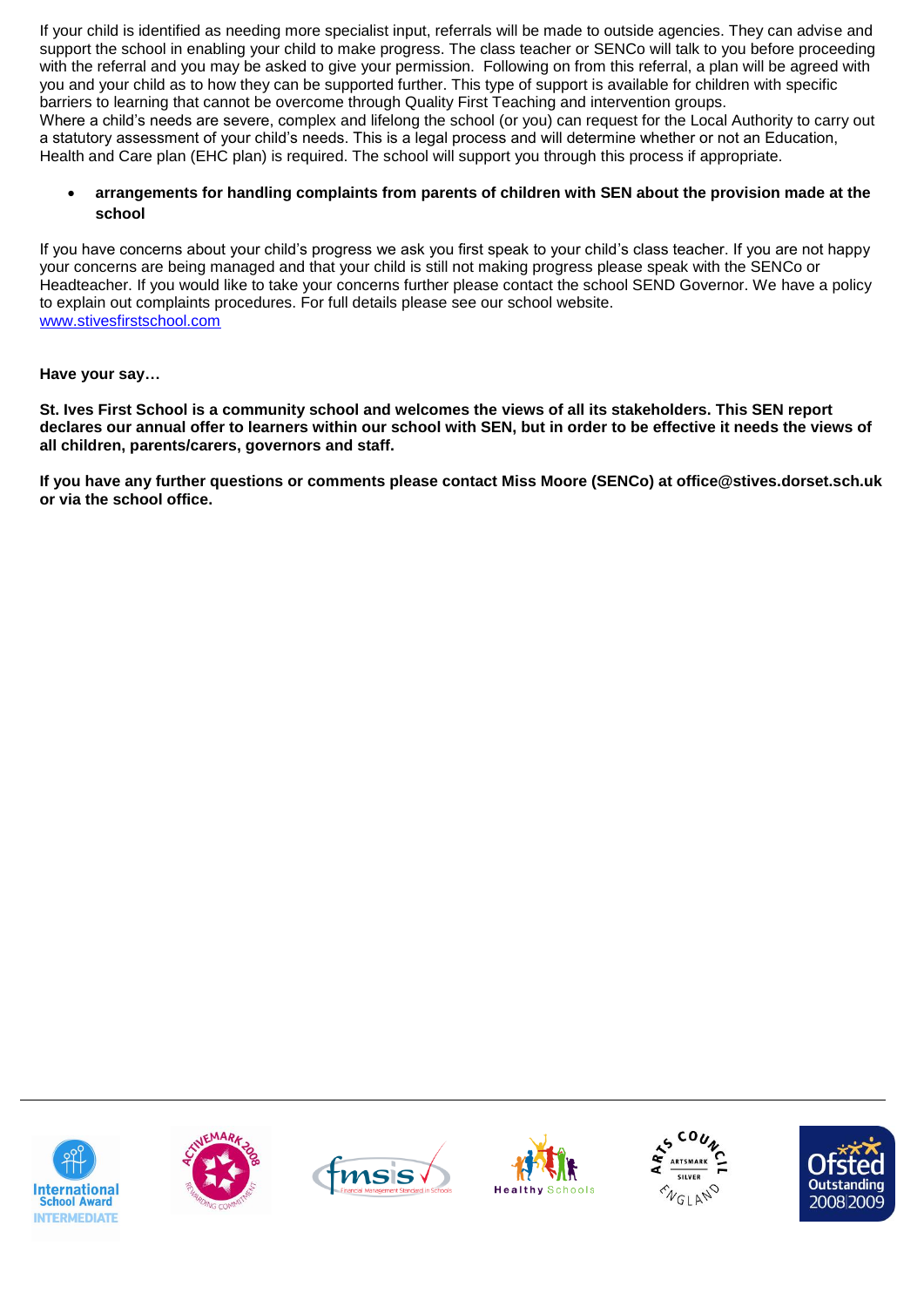If your child is identified as needing more specialist input, referrals will be made to outside agencies. They can advise and support the school in enabling your child to make progress. The class teacher or SENCo will talk to you before proceeding with the referral and you may be asked to give your permission. Following on from this referral, a plan will be agreed with you and your child as to how they can be supported further. This type of support is available for children with specific barriers to learning that cannot be overcome through Quality First Teaching and intervention groups.
Where a child's needs are severe, complex and lifelong the school (or you) can request for the Local Authority to carry out a statutory assessment of your child's needs. This is a legal process and will determine whether or not an Education, Health and Care plan (EHC plan) is required. The school will support you through this process if appropriate.

- **arrangements for handling complaints from parents of children with SEN about the provision made at the school**

If you have concerns about your child's progress we ask you first speak to your child's class teacher. If you are not happy your concerns are being managed and that your child is still not making progress please speak with the SENCo or Headteacher. If you would like to take your concerns further please contact the school SEND Governor. We have a policy to explain out complaints procedures. For full details please see our school website.
www.stivesfirstschool.com

**Have your say…**

**St. Ives First School is a community school and welcomes the views of all its stakeholders. This SEN report declares our annual offer to learners within our school with SEN, but in order to be effective it needs the views of all children, parents/carers, governors and staff.**

**If you have any further questions or comments please contact Miss Moore (SENCo) at office@stives.dorset.sch.uk or via the school office.**